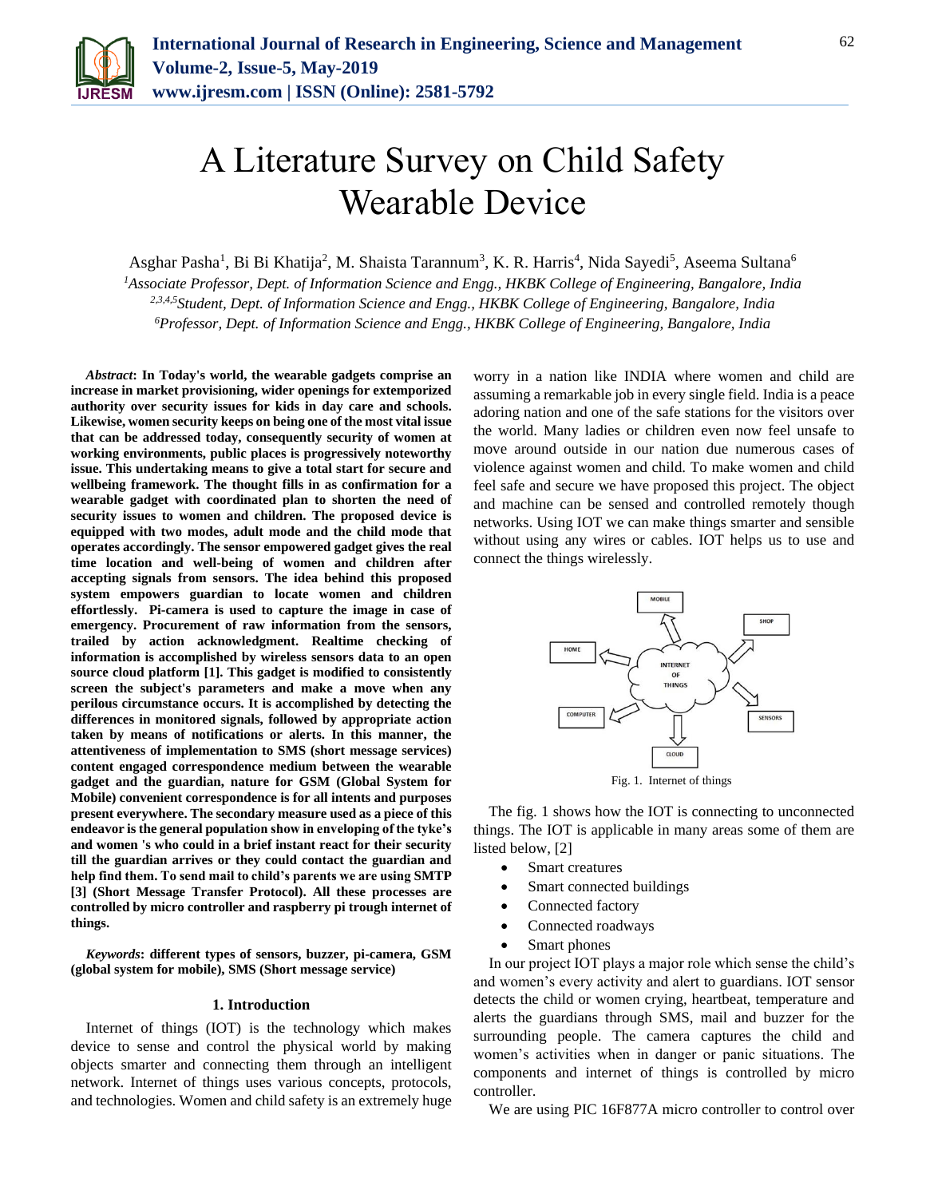# A Literature Survey on Child Safety Wearable Device

Asghar Pasha[1], Bi Bi Khatija[2], M. Shaista Tarannum[3], K. R. Harris[4], Nida Sayedi[5], Aseema Sultana[6]

[1]*Associate Professor, Dept. of Information Science and Engg., HKBK College of Engineering, Bangalore, India*
[2,3,4,5]*Student, Dept. of Information Science and Engg., HKBK College of Engineering, Bangalore, India*
[6]*Professor, Dept. of Information Science and Engg., HKBK College of Engineering, Bangalore, India*

***Abstract*: In Today's world, the wearable gadgets comprise an increase in market provisioning, wider openings for extemporized authority over security issues for kids in day care and schools. Likewise, women security keeps on being one of the most vital issue that can be addressed today, consequently security of women at working environments, public places is progressively noteworthy issue. This undertaking means to give a total start for secure and wellbeing framework. The thought fills in as confirmation for a wearable gadget with coordinated plan to shorten the need of security issues to women and children. The proposed device is equipped with two modes, adult mode and the child mode that operates accordingly. The sensor empowered gadget gives the real time location and well-being of women and children after accepting signals from sensors. The idea behind this proposed system empowers guardian to locate women and children effortlessly. Pi-camera is used to capture the image in case of emergency. Procurement of raw information from the sensors, trailed by action acknowledgment. Realtime checking of information is accomplished by wireless sensors data to an open source cloud platform [1]. This gadget is modified to consistently screen the subject's parameters and make a move when any perilous circumstance occurs. It is accomplished by detecting the differences in monitored signals, followed by appropriate action taken by means of notifications or alerts. In this manner, the attentiveness of implementation to SMS (short message services) content engaged correspondence medium between the wearable gadget and the guardian, nature for GSM (Global System for Mobile) convenient correspondence is for all intents and purposes present everywhere. The secondary measure used as a piece of this endeavor is the general population show in enveloping of the tyke's and women 's who could in a brief instant react for their security till the guardian arrives or they could contact the guardian and help find them. To send mail to child's parents we are using SMTP [3] (Short Message Transfer Protocol). All these processes are controlled by micro controller and raspberry pi trough internet of things.**

***Keywords*: different types of sensors, buzzer, pi-camera, GSM (global system for mobile), SMS (Short message service)**

## 1. Introduction

Internet of things (IOT) is the technology which makes device to sense and control the physical world by making objects smarter and connecting them through an intelligent network. Internet of things uses various concepts, protocols, and technologies. Women and child safety is an extremely huge worry in a nation like INDIA where women and child are assuming a remarkable job in every single field. India is a peace adoring nation and one of the safe stations for the visitors over the world. Many ladies or children even now feel unsafe to move around outside in our nation due numerous cases of violence against women and child. To make women and child feel safe and secure we have proposed this project. The object and machine can be sensed and controlled remotely though networks. Using IOT we can make things smarter and sensible without using any wires or cables. IOT helps us to use and connect the things wirelessly.

Fig. 1. Internet of things

The fig. 1 shows how the IOT is connecting to unconnected things. The IOT is applicable in many areas some of them are listed below, [2]

- Smart creatures
- Smart connected buildings
- Connected factory
- Connected roadways
- Smart phones

In our project IOT plays a major role which sense the child's and women's every activity and alert to guardians. IOT sensor detects the child or women crying, heartbeat, temperature and alerts the guardians through SMS, mail and buzzer for the surrounding people. The camera captures the child and women's activities when in danger or panic situations. The components and internet of things is controlled by micro controller.

We are using PIC 16F877A micro controller to control over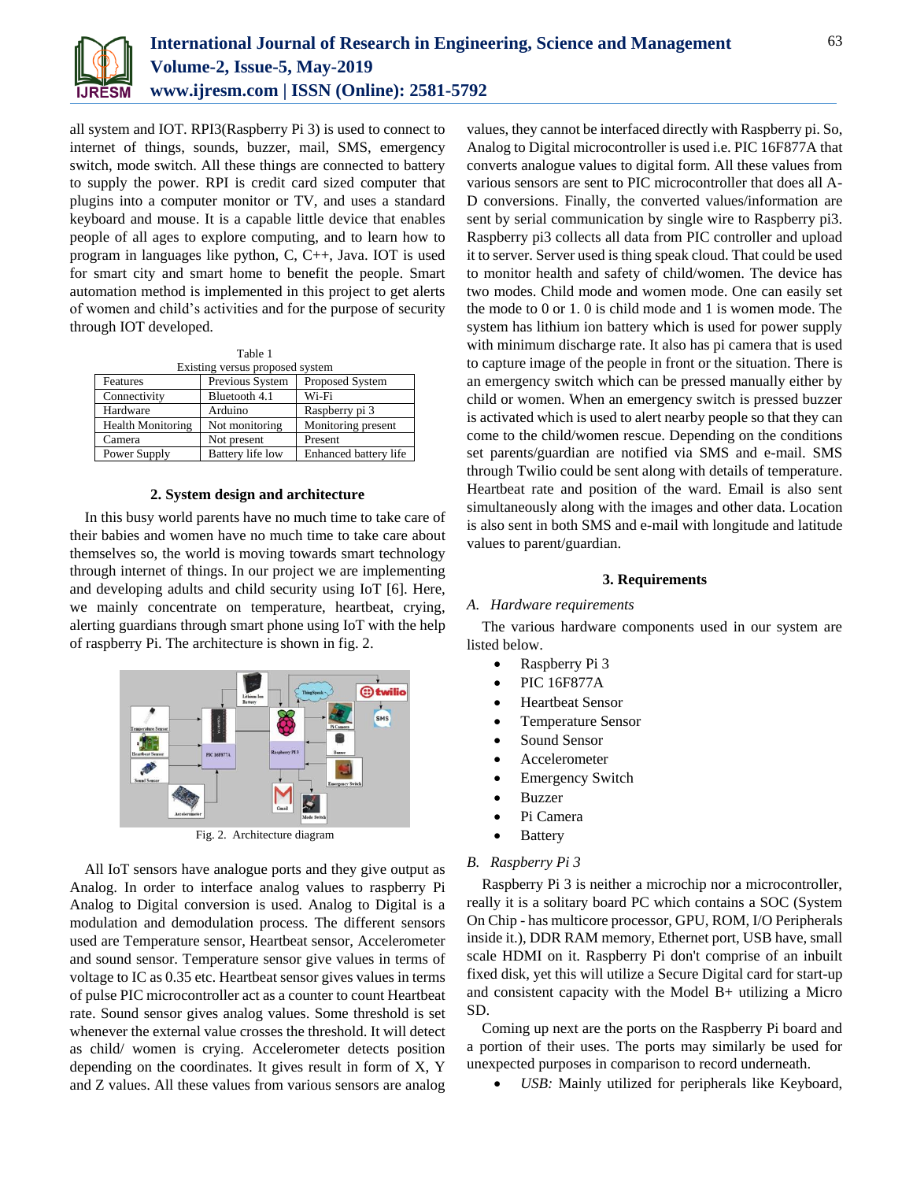all system and IOT. RPI3(Raspberry Pi 3) is used to connect to internet of things, sounds, buzzer, mail, SMS, emergency switch, mode switch. All these things are connected to battery to supply the power. RPI is credit card sized computer that plugins into a computer monitor or TV, and uses a standard keyboard and mouse. It is a capable little device that enables people of all ages to explore computing, and to learn how to program in languages like python, C, C++, Java. IOT is used for smart city and smart home to benefit the people. Smart automation method is implemented in this project to get alerts of women and child's activities and for the purpose of security through IOT developed.

Table 1
Existing versus proposed system

| Features | Previous System | Proposed System |
|---|---|---|
| Connectivity | Bluetooth 4.1 | Wi-Fi |
| Hardware | Arduino | Raspberry pi 3 |
| Health Monitoring | Not monitoring | Monitoring present |
| Camera | Not present | Present |
| Power Supply | Battery life low | Enhanced battery life |

## 2. System design and architecture

In this busy world parents have no much time to take care of their babies and women have no much time to take care about themselves so, the world is moving towards smart technology through internet of things. In our project we are implementing and developing adults and child security using IoT [6]. Here, we mainly concentrate on temperature, heartbeat, crying, alerting guardians through smart phone using IoT with the help of raspberry Pi. The architecture is shown in fig. 2.

Fig. 2. Architecture diagram

All IoT sensors have analogue ports and they give output as Analog. In order to interface analog values to raspberry Pi Analog to Digital conversion is used. Analog to Digital is a modulation and demodulation process. The different sensors used are Temperature sensor, Heartbeat sensor, Accelerometer and sound sensor. Temperature sensor give values in terms of voltage to IC as 0.35 etc. Heartbeat sensor gives values in terms of pulse PIC microcontroller act as a counter to count Heartbeat rate. Sound sensor gives analog values. Some threshold is set whenever the external value crosses the threshold. It will detect as child/ women is crying. Accelerometer detects position depending on the coordinates. It gives result in form of X, Y and Z values. All these values from various sensors are analog values, they cannot be interfaced directly with Raspberry pi. So, Analog to Digital microcontroller is used i.e. PIC 16F877A that converts analogue values to digital form. All these values from various sensors are sent to PIC microcontroller that does all A-D conversions. Finally, the converted values/information are sent by serial communication by single wire to Raspberry pi3. Raspberry pi3 collects all data from PIC controller and upload it to server. Server used is thing speak cloud. That could be used to monitor health and safety of child/women. The device has two modes. Child mode and women mode. One can easily set the mode to 0 or 1. 0 is child mode and 1 is women mode. The system has lithium ion battery which is used for power supply with minimum discharge rate. It also has pi camera that is used to capture image of the people in front or the situation. There is an emergency switch which can be pressed manually either by child or women. When an emergency switch is pressed buzzer is activated which is used to alert nearby people so that they can come to the child/women rescue. Depending on the conditions set parents/guardian are notified via SMS and e-mail. SMS through Twilio could be sent along with details of temperature. Heartbeat rate and position of the ward. Email is also sent simultaneously along with the images and other data. Location is also sent in both SMS and e-mail with longitude and latitude values to parent/guardian.

## 3. Requirements

### *A. Hardware requirements*

The various hardware components used in our system are listed below.

- Raspberry Pi 3
- PIC 16F877A
- Heartbeat Sensor
- Temperature Sensor
- Sound Sensor
- Accelerometer
- Emergency Switch
- Buzzer
- Pi Camera
- Battery

### *B. Raspberry Pi 3*

Raspberry Pi 3 is neither a microchip nor a microcontroller, really it is a solitary board PC which contains a SOC (System On Chip - has multicore processor, GPU, ROM, I/O Peripherals inside it.), DDR RAM memory, Ethernet port, USB have, small scale HDMI on it. Raspberry Pi don't comprise of an inbuilt fixed disk, yet this will utilize a Secure Digital card for start-up and consistent capacity with the Model B+ utilizing a Micro SD.

Coming up next are the ports on the Raspberry Pi board and a portion of their uses. The ports may similarly be used for unexpected purposes in comparison to record underneath.

- *USB:* Mainly utilized for peripherals like Keyboard,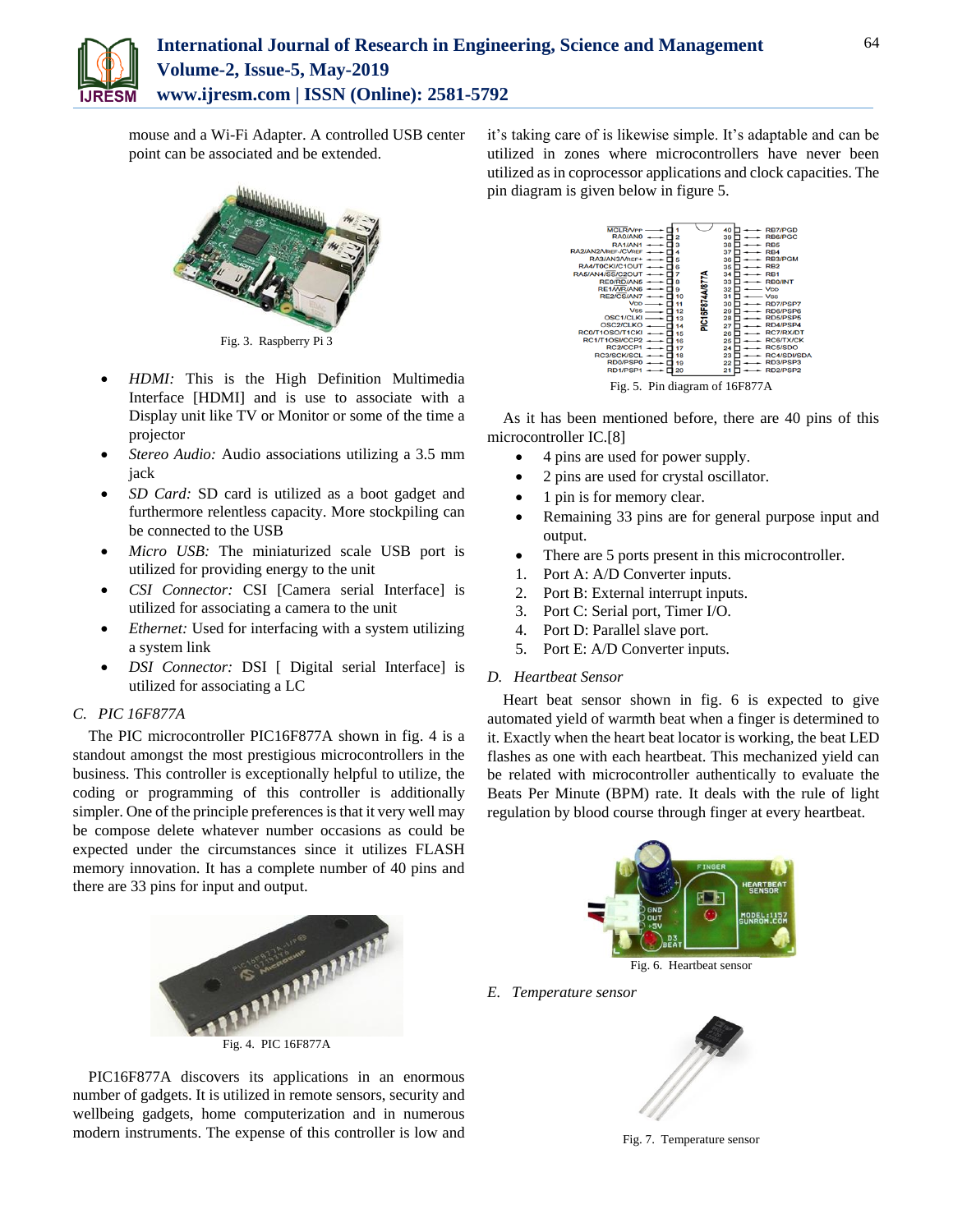mouse and a Wi-Fi Adapter. A controlled USB center point can be associated and be extended.

Fig. 3. Raspberry Pi 3

- *HDMI:* This is the High Definition Multimedia Interface [HDMI] and is use to associate with a Display unit like TV or Monitor or some of the time a projector
- *Stereo Audio:* Audio associations utilizing a 3.5 mm jack
- *SD Card:* SD card is utilized as a boot gadget and furthermore relentless capacity. More stockpiling can be connected to the USB
- *Micro USB:* The miniaturized scale USB port is utilized for providing energy to the unit
- *CSI Connector:* CSI [Camera serial Interface] is utilized for associating a camera to the unit
- *Ethernet:* Used for interfacing with a system utilizing a system link
- *DSI Connector:* DSI [ Digital serial Interface] is utilized for associating a LC

### C. PIC 16F877A

The PIC microcontroller PIC16F877A shown in fig. 4 is a standout amongst the most prestigious microcontrollers in the business. This controller is exceptionally helpful to utilize, the coding or programming of this controller is additionally simpler. One of the principle preferences is that it very well may be compose delete whatever number occasions as could be expected under the circumstances since it utilizes FLASH memory innovation. It has a complete number of 40 pins and there are 33 pins for input and output.

Fig. 4. PIC 16F877A

PIC16F877A discovers its applications in an enormous number of gadgets. It is utilized in remote sensors, security and wellbeing gadgets, home computerization and in numerous modern instruments. The expense of this controller is low and it's taking care of is likewise simple. It's adaptable and can be utilized in zones where microcontrollers have never been utilized as in coprocessor applications and clock capacities. The pin diagram is given below in figure 5.

Fig. 5. Pin diagram of 16F877A

As it has been mentioned before, there are 40 pins of this microcontroller IC.[8]

- 4 pins are used for power supply.
- 2 pins are used for crystal oscillator.
- 1 pin is for memory clear.
- Remaining 33 pins are for general purpose input and output.
- There are 5 ports present in this microcontroller.

1. Port A: A/D Converter inputs.
2. Port B: External interrupt inputs.
3. Port C: Serial port, Timer I/O.
4. Port D: Parallel slave port.
5. Port E: A/D Converter inputs.

### D. Heartbeat Sensor

Heart beat sensor shown in fig. 6 is expected to give automated yield of warmth beat when a finger is determined to it. Exactly when the heart beat locator is working, the beat LED flashes as one with each heartbeat. This mechanized yield can be related with microcontroller authentically to evaluate the Beats Per Minute (BPM) rate. It deals with the rule of light regulation by blood course through finger at every heartbeat.

Fig. 6. Heartbeat sensor

### E. Temperature sensor

Fig. 7. Temperature sensor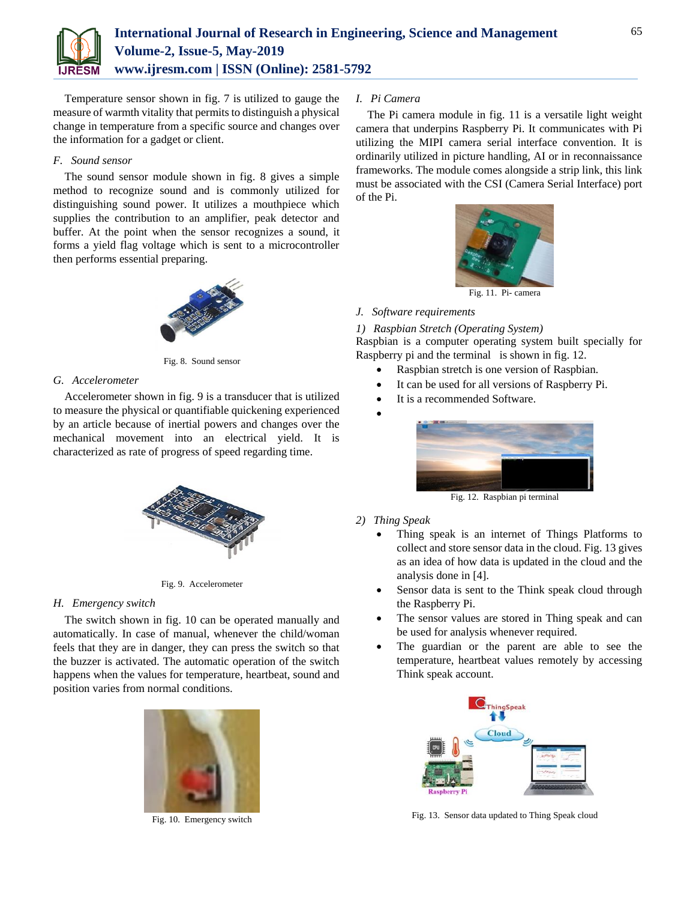Temperature sensor shown in fig. 7 is utilized to gauge the measure of warmth vitality that permits to distinguish a physical change in temperature from a specific source and changes over the information for a gadget or client.

### *F. Sound sensor*

The sound sensor module shown in fig. 8 gives a simple method to recognize sound and is commonly utilized for distinguishing sound power. It utilizes a mouthpiece which supplies the contribution to an amplifier, peak detector and buffer. At the point when the sensor recognizes a sound, it forms a yield flag voltage which is sent to a microcontroller then performs essential preparing.

Fig. 8. Sound sensor

### *G. Accelerometer*

Accelerometer shown in fig. 9 is a transducer that is utilized to measure the physical or quantifiable quickening experienced by an article because of inertial powers and changes over the mechanical movement into an electrical yield. It is characterized as rate of progress of speed regarding time.

Fig. 9. Accelerometer

### *H. Emergency switch*

The switch shown in fig. 10 can be operated manually and automatically. In case of manual, whenever the child/woman feels that they are in danger, they can press the switch so that the buzzer is activated. The automatic operation of the switch happens when the values for temperature, heartbeat, sound and position varies from normal conditions.

Fig. 10. Emergency switch

### *I. Pi Camera*

The Pi camera module in fig. 11 is a versatile light weight camera that underpins Raspberry Pi. It communicates with Pi utilizing the MIPI camera serial interface convention. It is ordinarily utilized in picture handling, AI or in reconnaissance frameworks. The module comes alongside a strip link, this link must be associated with the CSI (Camera Serial Interface) port of the Pi.

Fig. 11. Pi- camera

### *J. Software requirements*

#### *1) Raspbian Stretch (Operating System)*

Raspbian is a computer operating system built specially for Raspberry pi and the terminal is shown in fig. 12.

- Raspbian stretch is one version of Raspbian.
- It can be used for all versions of Raspberry Pi.
- It is a recommended Software.

Fig. 12. Raspbian pi terminal

#### *2) Thing Speak*

- Thing speak is an internet of Things Platforms to collect and store sensor data in the cloud. Fig. 13 gives as an idea of how data is updated in the cloud and the analysis done in [4].
- Sensor data is sent to the Think speak cloud through the Raspberry Pi.
- The sensor values are stored in Thing speak and can be used for analysis whenever required.
- The guardian or the parent are able to see the temperature, heartbeat values remotely by accessing Think speak account.

Fig. 13. Sensor data updated to Thing Speak cloud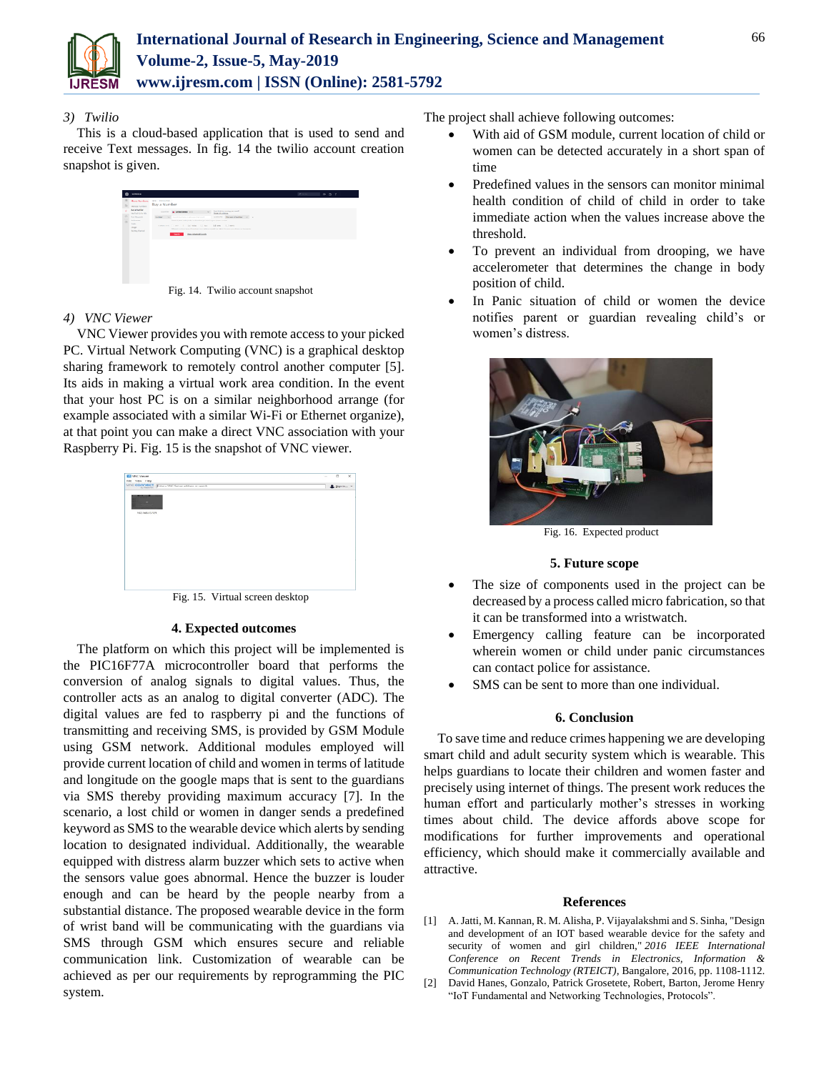### 3) Twilio

This is a cloud-based application that is used to send and receive Text messages. In fig. 14 the twilio account creation snapshot is given.

Fig. 14. Twilio account snapshot

### 4) VNC Viewer

VNC Viewer provides you with remote access to your picked PC. Virtual Network Computing (VNC) is a graphical desktop sharing framework to remotely control another computer [5]. Its aids in making a virtual work area condition. In the event that your host PC is on a similar neighborhood arrange (for example associated with a similar Wi-Fi or Ethernet organize), at that point you can make a direct VNC association with your Raspberry Pi. Fig. 15 is the snapshot of VNC viewer.

Fig. 15. Virtual screen desktop

## 4. Expected outcomes

The platform on which this project will be implemented is the PIC16F77A microcontroller board that performs the conversion of analog signals to digital values. Thus, the controller acts as an analog to digital converter (ADC). The digital values are fed to raspberry pi and the functions of transmitting and receiving SMS, is provided by GSM Module using GSM network. Additional modules employed will provide current location of child and women in terms of latitude and longitude on the google maps that is sent to the guardians via SMS thereby providing maximum accuracy [7]. In the scenario, a lost child or women in danger sends a predefined keyword as SMS to the wearable device which alerts by sending location to designated individual. Additionally, the wearable equipped with distress alarm buzzer which sets to active when the sensors value goes abnormal. Hence the buzzer is louder enough and can be heard by the people nearby from a substantial distance. The proposed wearable device in the form of wrist band will be communicating with the guardians via SMS through GSM which ensures secure and reliable communication link. Customization of wearable can be achieved as per our requirements by reprogramming the PIC system.

The project shall achieve following outcomes:

- With aid of GSM module, current location of child or women can be detected accurately in a short span of time
- Predefined values in the sensors can monitor minimal health condition of child of child in order to take immediate action when the values increase above the threshold.
- To prevent an individual from drooping, we have accelerometer that determines the change in body position of child.
- In Panic situation of child or women the device notifies parent or guardian revealing child's or women's distress.

Fig. 16. Expected product

## 5. Future scope

- The size of components used in the project can be decreased by a process called micro fabrication, so that it can be transformed into a wristwatch.
- Emergency calling feature can be incorporated wherein women or child under panic circumstances can contact police for assistance.
- SMS can be sent to more than one individual.

## 6. Conclusion

To save time and reduce crimes happening we are developing smart child and adult security system which is wearable. This helps guardians to locate their children and women faster and precisely using internet of things. The present work reduces the human effort and particularly mother's stresses in working times about child. The device affords above scope for modifications for further improvements and operational efficiency, which should make it commercially available and attractive.

## References

[1] A. Jatti, M. Kannan, R. M. Alisha, P. Vijayalakshmi and S. Sinha, "Design and development of an IOT based wearable device for the safety and security of women and girl children," *2016 IEEE International Conference on Recent Trends in Electronics, Information & Communication Technology (RTEICT)*, Bangalore, 2016, pp. 1108-1112.

[2] David Hanes, Gonzalo, Patrick Grosetete, Robert, Barton, Jerome Henry "IoT Fundamental and Networking Technologies, Protocols".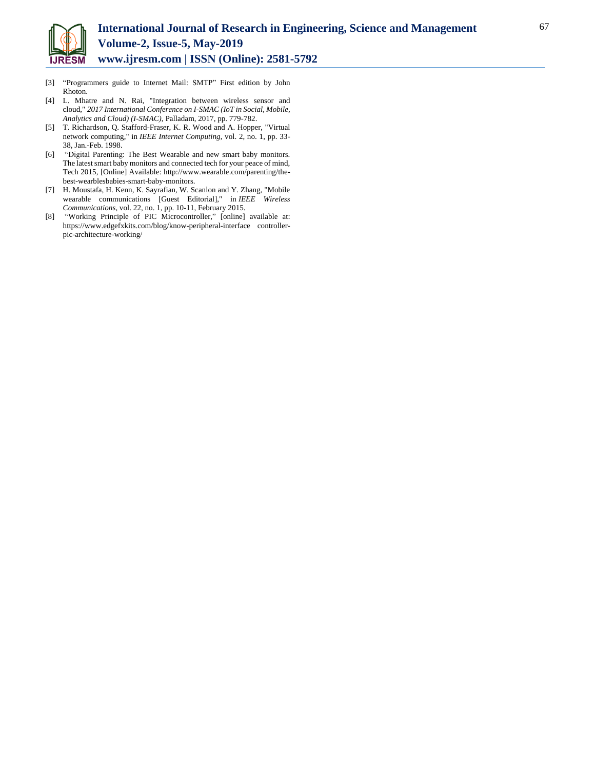[3] "Programmers guide to Internet Mail: SMTP" First edition by John Rhoton.

[4] L. Mhatre and N. Rai, "Integration between wireless sensor and cloud," *2017 International Conference on I-SMAC (IoT in Social, Mobile, Analytics and Cloud) (I-SMAC)*, Palladam, 2017, pp. 779-782.

[5] T. Richardson, Q. Stafford-Fraser, K. R. Wood and A. Hopper, "Virtual network computing," in *IEEE Internet Computing*, vol. 2, no. 1, pp. 33-38, Jan.-Feb. 1998.

[6] "Digital Parenting: The Best Wearable and new smart baby monitors. The latest smart baby monitors and connected tech for your peace of mind, Tech 2015, [Online] Available: http://www.wearable.com/parenting/the-best-wearblesbabies-smart-baby-monitors.

[7] H. Moustafa, H. Kenn, K. Sayrafian, W. Scanlon and Y. Zhang, "Mobile wearable communications [Guest Editorial]," in *IEEE Wireless Communications*, vol. 22, no. 1, pp. 10-11, February 2015.

[8] "Working Principle of PIC Microcontroller," [online] available at: https://www.edgefxkits.com/blog/know-peripheral-interface controller-pic-architecture-working/